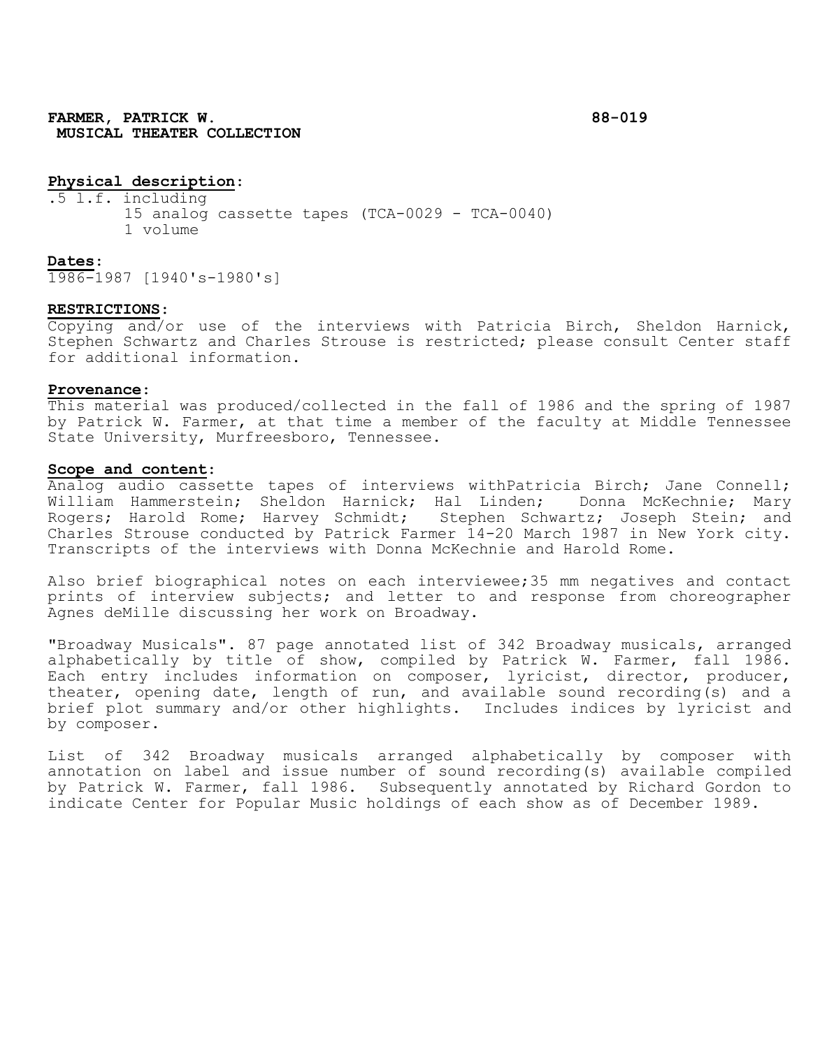**FARMER, PATRICK W.** **88-019**
**MUSICAL THEATER COLLECTION**

**Physical description:**
.5 l.f. including
- 15 analog cassette tapes (TCA-0029 - TCA-0040)
- 1 volume

**Dates:**
1986-1987 [1940's-1980's]

**RESTRICTIONS:**
Copying and/or use of the interviews with Patricia Birch, Sheldon Harnick, Stephen Schwartz and Charles Strouse is restricted; please consult Center staff for additional information.

**Provenance:**
This material was produced/collected in the fall of 1986 and the spring of 1987 by Patrick W. Farmer, at that time a member of the faculty at Middle Tennessee State University, Murfreesboro, Tennessee.

**Scope and content:**
Analog audio cassette tapes of interviews withPatricia Birch; Jane Connell; William Hammerstein; Sheldon Harnick; Hal Linden; Donna McKechnie; Mary Rogers; Harold Rome; Harvey Schmidt; Stephen Schwartz; Joseph Stein; and Charles Strouse conducted by Patrick Farmer 14-20 March 1987 in New York city. Transcripts of the interviews with Donna McKechnie and Harold Rome.

Also brief biographical notes on each interviewee;35 mm negatives and contact prints of interview subjects; and letter to and response from choreographer Agnes deMille discussing her work on Broadway.

"Broadway Musicals". 87 page annotated list of 342 Broadway musicals, arranged alphabetically by title of show, compiled by Patrick W. Farmer, fall 1986. Each entry includes information on composer, lyricist, director, producer, theater, opening date, length of run, and available sound recording(s) and a brief plot summary and/or other highlights. Includes indices by lyricist and by composer.

List of 342 Broadway musicals arranged alphabetically by composer with annotation on label and issue number of sound recording(s) available compiled by Patrick W. Farmer, fall 1986. Subsequently annotated by Richard Gordon to indicate Center for Popular Music holdings of each show as of December 1989.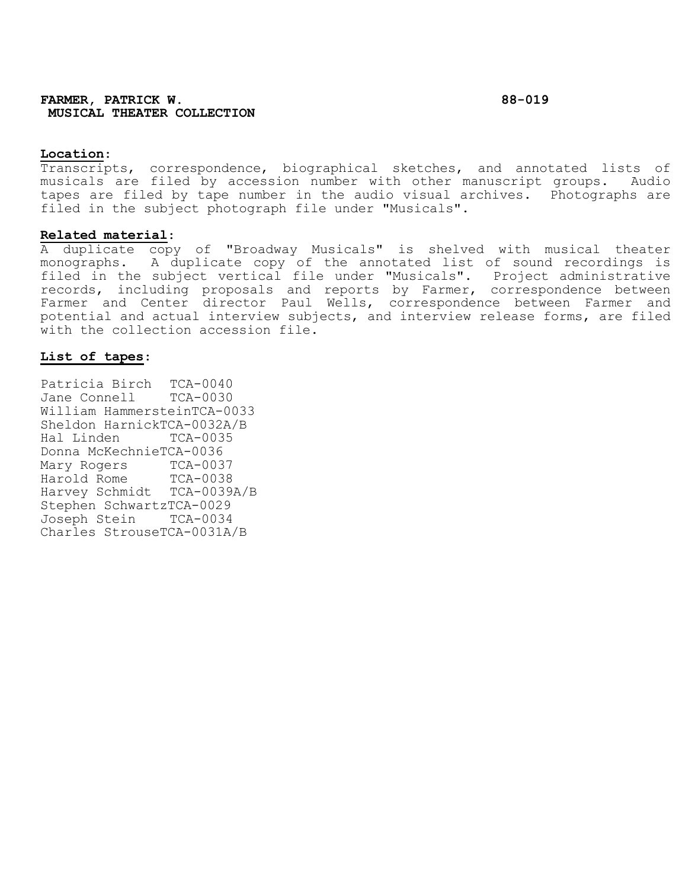**FARMER, PATRICK W.** **88-019**
**MUSICAL THEATER COLLECTION**

**Location**:
Transcripts, correspondence, biographical sketches, and annotated lists of musicals are filed by accession number with other manuscript groups. Audio tapes are filed by tape number in the audio visual archives. Photographs are filed in the subject photograph file under "Musicals".

**Related material**:
A duplicate copy of "Broadway Musicals" is shelved with musical theater monographs. A duplicate copy of the annotated list of sound recordings is filed in the subject vertical file under "Musicals". Project administrative records, including proposals and reports by Farmer, correspondence between Farmer and Center director Paul Wells, correspondence between Farmer and potential and actual interview subjects, and interview release forms, are filed with the collection accession file.

**List of tapes**:

| | |
|---|---|
| Patricia Birch | TCA-0040 |
| Jane Connell | TCA-0030 |
| William Hammerstein | TCA-0033 |
| Sheldon Harnick | TCA-0032A/B |
| Hal Linden | TCA-0035 |
| Donna McKechnie | TCA-0036 |
| Mary Rogers | TCA-0037 |
| Harold Rome | TCA-0038 |
| Harvey Schmidt | TCA-0039A/B |
| Stephen Schwartz | TCA-0029 |
| Joseph Stein | TCA-0034 |
| Charles Strouse | TCA-0031A/B |